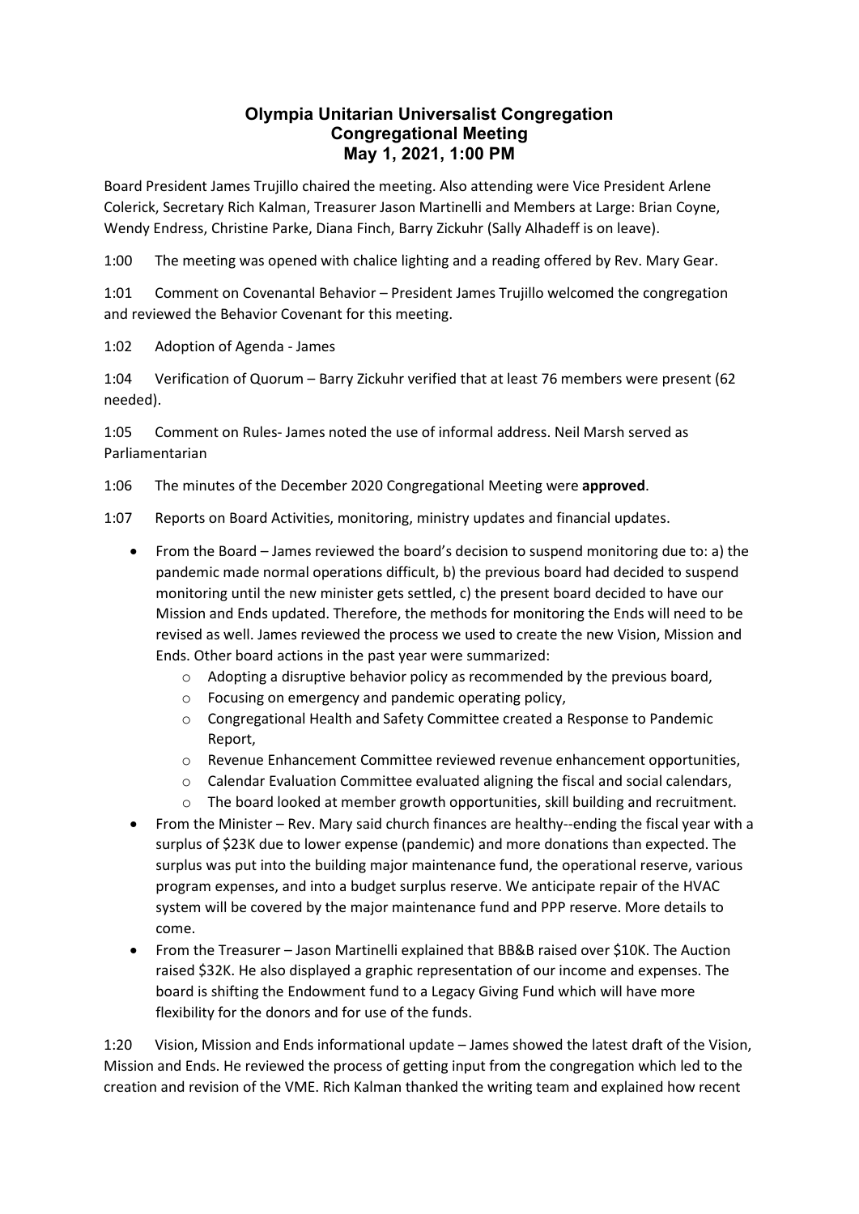# Olympia Unitarian Universalist Congregation
## Congregational Meeting
### May 1, 2021, 1:00 PM

Board President James Trujillo chaired the meeting. Also attending were Vice President Arlene Colerick, Secretary Rich Kalman, Treasurer Jason Martinelli and Members at Large: Brian Coyne, Wendy Endress, Christine Parke, Diana Finch, Barry Zickuhr (Sally Alhadeff is on leave).

1:00 The meeting was opened with chalice lighting and a reading offered by Rev. Mary Gear.

1:01 Comment on Covenantal Behavior – President James Trujillo welcomed the congregation and reviewed the Behavior Covenant for this meeting.

1:02 Adoption of Agenda - James

1:04 Verification of Quorum – Barry Zickuhr verified that at least 76 members were present (62 needed).

1:05 Comment on Rules- James noted the use of informal address. Neil Marsh served as Parliamentarian

1:06 The minutes of the December 2020 Congregational Meeting were **approved**.

1:07 Reports on Board Activities, monitoring, ministry updates and financial updates.

- From the Board – James reviewed the board's decision to suspend monitoring due to: a) the pandemic made normal operations difficult, b) the previous board had decided to suspend monitoring until the new minister gets settled, c) the present board decided to have our Mission and Ends updated. Therefore, the methods for monitoring the Ends will need to be revised as well. James reviewed the process we used to create the new Vision, Mission and Ends. Other board actions in the past year were summarized:
  - Adopting a disruptive behavior policy as recommended by the previous board,
  - Focusing on emergency and pandemic operating policy,
  - Congregational Health and Safety Committee created a Response to Pandemic Report,
  - Revenue Enhancement Committee reviewed revenue enhancement opportunities,
  - Calendar Evaluation Committee evaluated aligning the fiscal and social calendars,
  - The board looked at member growth opportunities, skill building and recruitment.
- From the Minister – Rev. Mary said church finances are healthy--ending the fiscal year with a surplus of $23K due to lower expense (pandemic) and more donations than expected. The surplus was put into the building major maintenance fund, the operational reserve, various program expenses, and into a budget surplus reserve. We anticipate repair of the HVAC system will be covered by the major maintenance fund and PPP reserve. More details to come.
- From the Treasurer – Jason Martinelli explained that BB&B raised over $10K. The Auction raised $32K. He also displayed a graphic representation of our income and expenses. The board is shifting the Endowment fund to a Legacy Giving Fund which will have more flexibility for the donors and for use of the funds.

1:20 Vision, Mission and Ends informational update – James showed the latest draft of the Vision, Mission and Ends. He reviewed the process of getting input from the congregation which led to the creation and revision of the VME. Rich Kalman thanked the writing team and explained how recent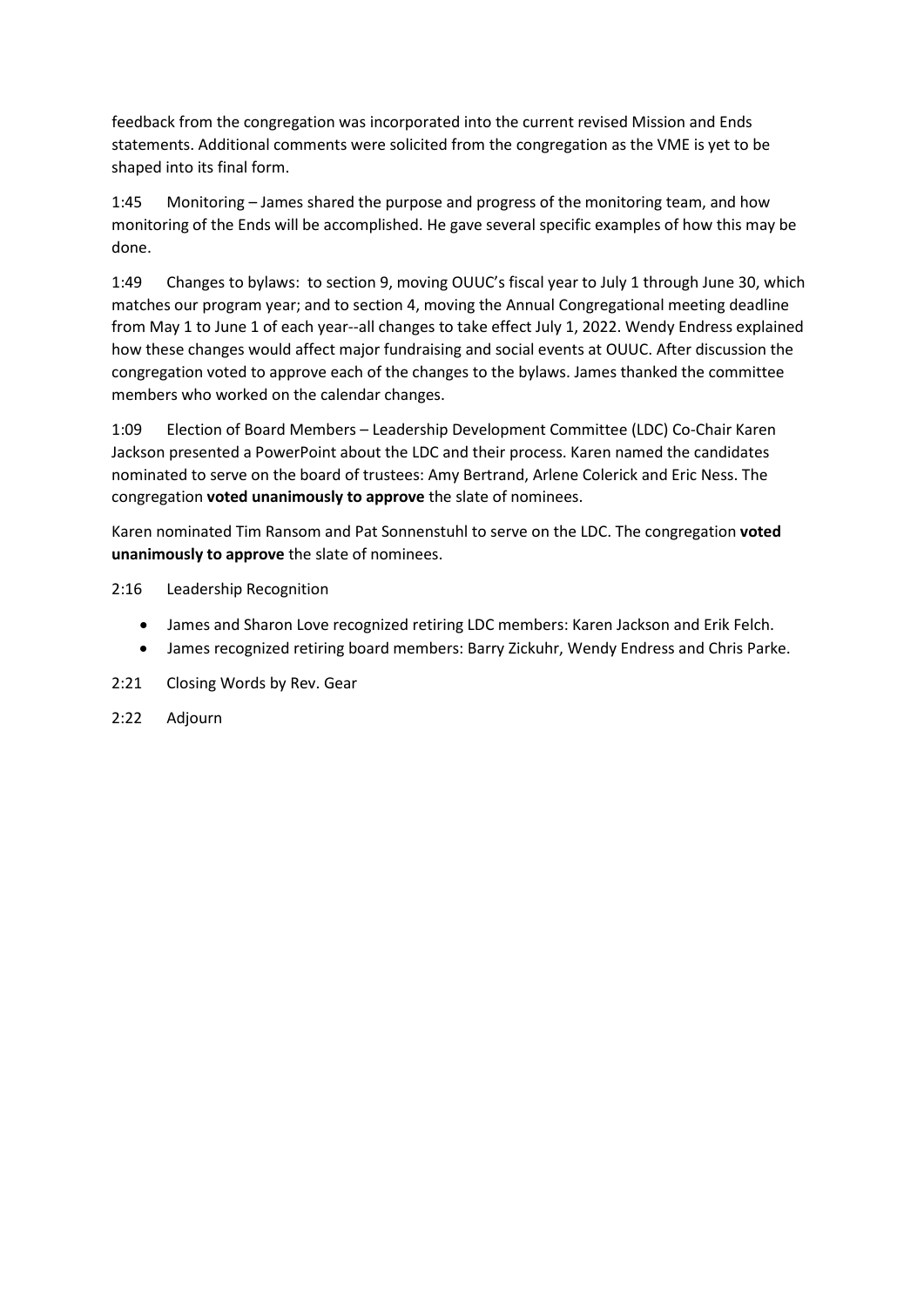feedback from the congregation was incorporated into the current revised Mission and Ends statements. Additional comments were solicited from the congregation as the VME is yet to be shaped into its final form.

1:45 Monitoring – James shared the purpose and progress of the monitoring team, and how monitoring of the Ends will be accomplished. He gave several specific examples of how this may be done.

1:49 Changes to bylaws: to section 9, moving OUUC's fiscal year to July 1 through June 30, which matches our program year; and to section 4, moving the Annual Congregational meeting deadline from May 1 to June 1 of each year--all changes to take effect July 1, 2022. Wendy Endress explained how these changes would affect major fundraising and social events at OUUC. After discussion the congregation voted to approve each of the changes to the bylaws. James thanked the committee members who worked on the calendar changes.

1:09 Election of Board Members – Leadership Development Committee (LDC) Co-Chair Karen Jackson presented a PowerPoint about the LDC and their process. Karen named the candidates nominated to serve on the board of trustees: Amy Bertrand, Arlene Colerick and Eric Ness. The congregation **voted unanimously to approve** the slate of nominees.

Karen nominated Tim Ransom and Pat Sonnenstuhl to serve on the LDC. The congregation **voted unanimously to approve** the slate of nominees.

2:16 Leadership Recognition

- James and Sharon Love recognized retiring LDC members: Karen Jackson and Erik Felch.
- James recognized retiring board members: Barry Zickuhr, Wendy Endress and Chris Parke.

2:21 Closing Words by Rev. Gear

2:22 Adjourn